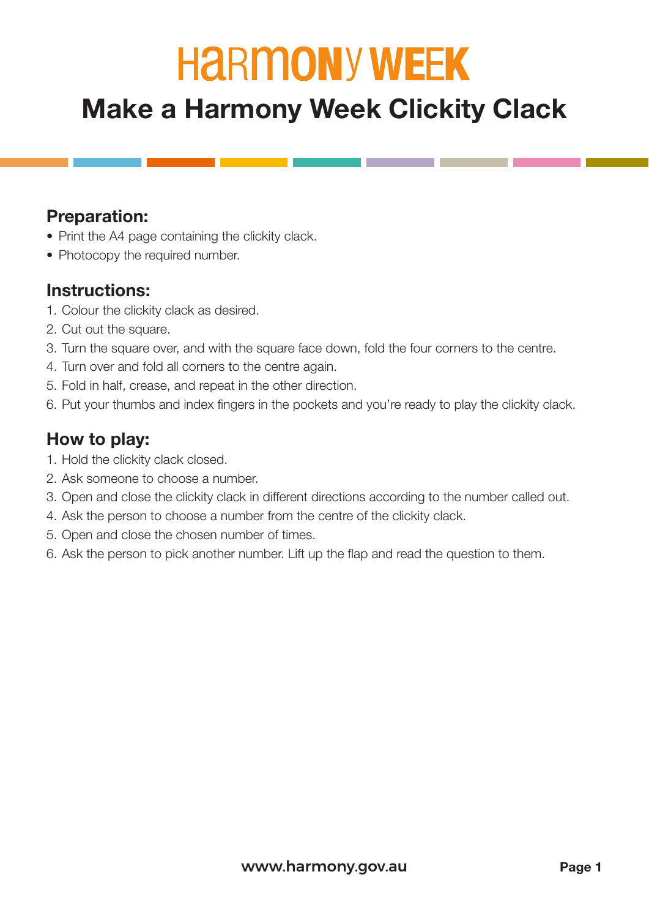# HARMONY WEEK

## Make a Harmony Week Clickity Clack

### Preparation:

- Print the A4 page containing the clickity clack.
- Photocopy the required number.

### Instructions:

1. Colour the clickity clack as desired.
2. Cut out the square.
3. Turn the square over, and with the square face down, fold the four corners to the centre.
4. Turn over and fold all corners to the centre again.
5. Fold in half, crease, and repeat in the other direction.
6. Put your thumbs and index fingers in the pockets and you're ready to play the clickity clack.

### How to play:

1. Hold the clickity clack closed.
2. Ask someone to choose a number.
3. Open and close the clickity clack in different directions according to the number called out.
4. Ask the person to choose a number from the centre of the clickity clack.
5. Open and close the chosen number of times.
6. Ask the person to pick another number. Lift up the flap and read the question to them.

www.harmony.gov.au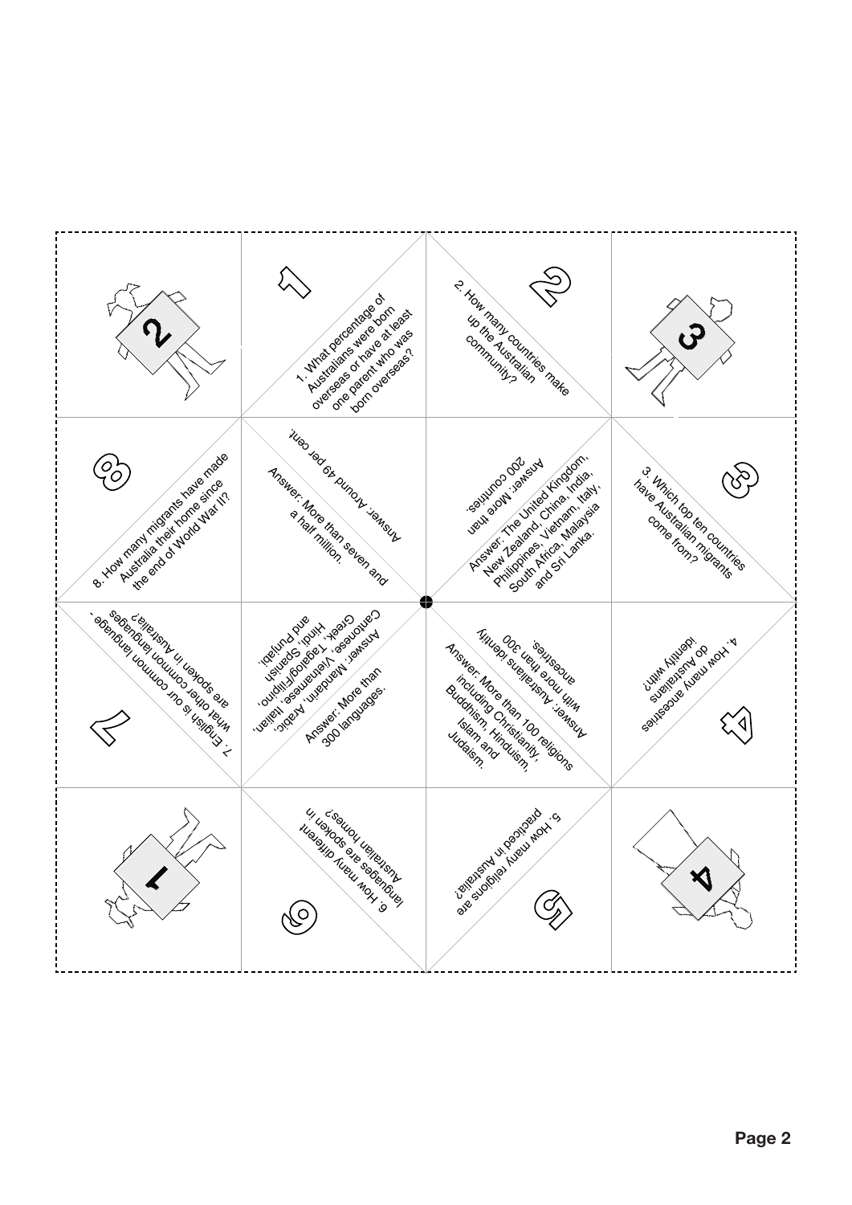2

1

1. What percentage of Australians were born overseas or have at least one parent who was born overseas?

2. How many countries make up the Australian community?

2

3

8

8. How many migrants have made Australia their home since the end of World War II?

Answer: Around 49 per cent.

Answer: More than seven and a half million.

Answer: More than 200 countries.

Answer: The United Kingdom, New Zealand, China, India, Philippines, Vietnam, Italy, South Africa, Malaysia and Sri Lanka.

3. Which top ten countries have Australian migrants come from?

3

7. English is our common language - what other common languages are spoken in Australia?

Answer: Mandarin, Arabic, Cantonese, Vietnamese, Italian, Greek, Tagalog/Filipino, Hindi, Spanish and Punjabi.

Answer: More than 300 languages.

Answer: Australians identify with more than 300 ancestries.

Answer: More than 100 religions including Christianity, Buddhism, Hinduism, Islam and Judaism.

4. How many ancestries do Australians identify with?

4

7

1

6. How many different languages are spoken in Australian homes?

6

5. How many religions are practiced in Australia?

5

4